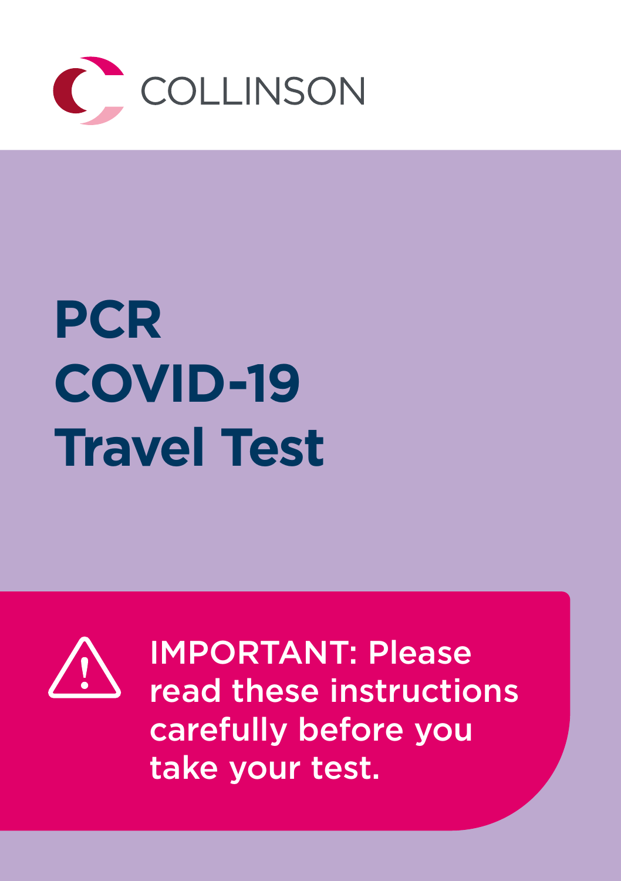COLLINSON

# PCR COVID-19 Travel Test

IMPORTANT: Please read these instructions carefully before you take your test.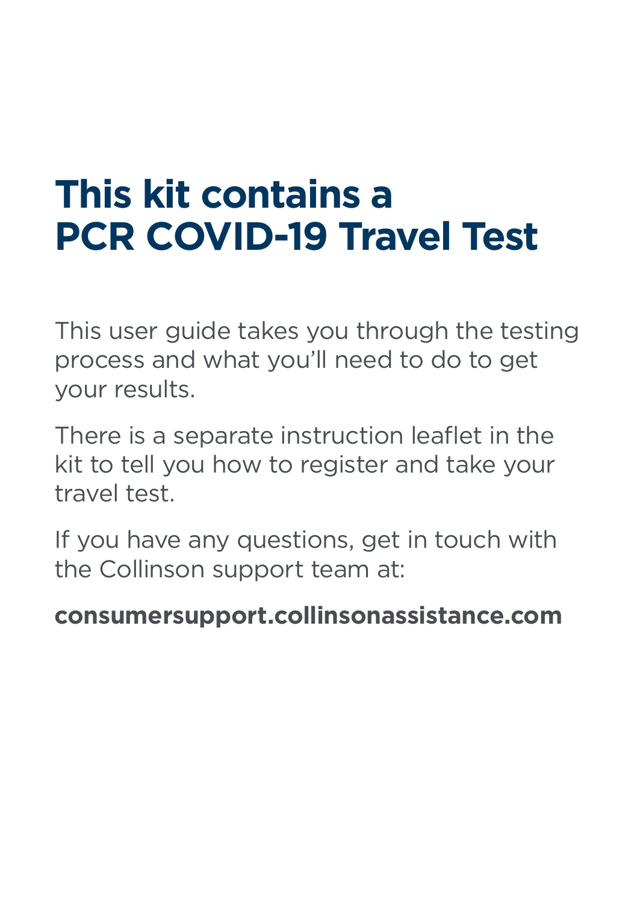# This kit contains a PCR COVID-19 Travel Test

This user guide takes you through the testing process and what you'll need to do to get your results.

There is a separate instruction leaflet in the kit to tell you how to register and take your travel test.

If you have any questions, get in touch with the Collinson support team at:

**consumersupport.collinsonassistance.com**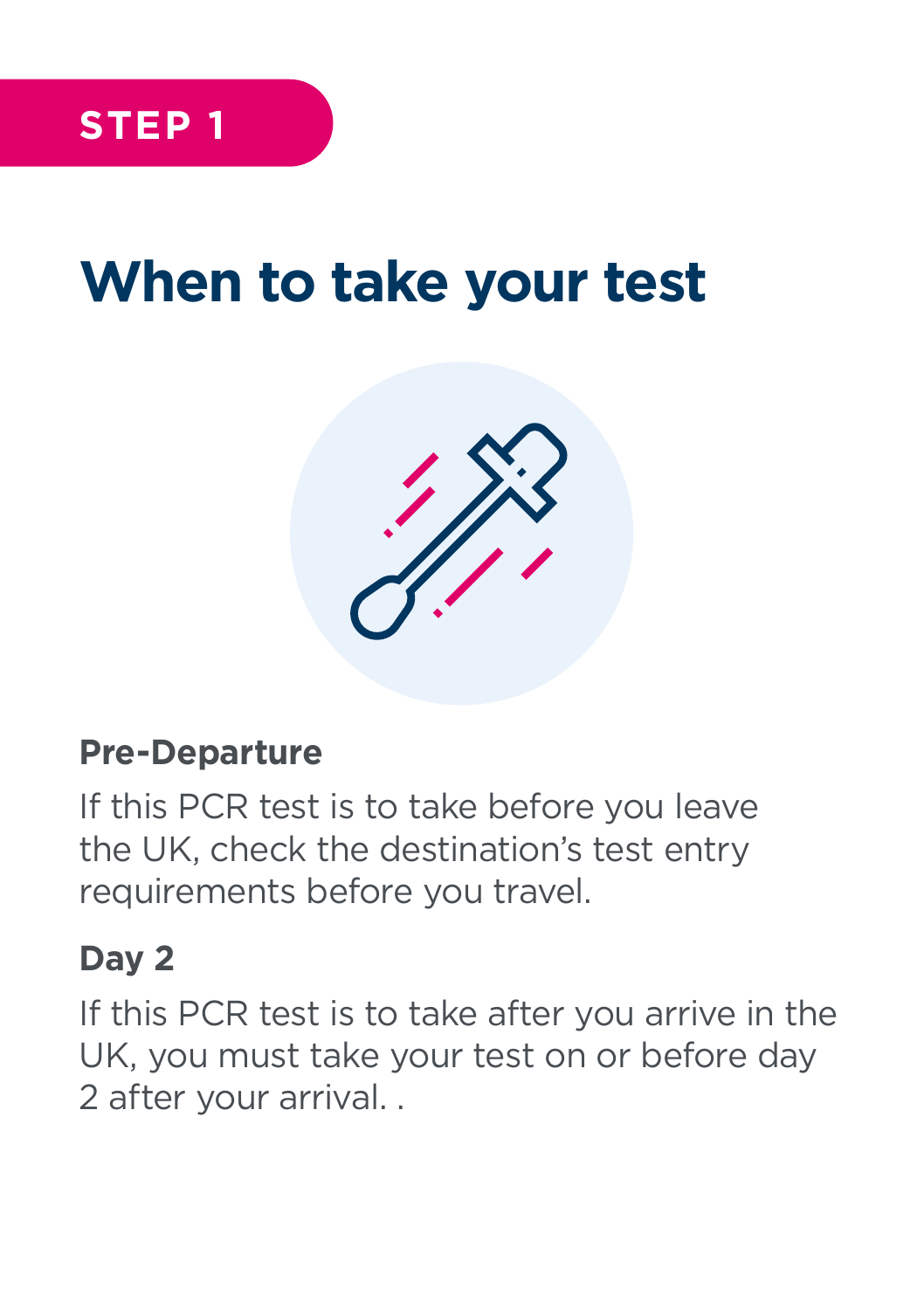**STEP 1**

# When to take your test

### Pre-Departure

If this PCR test is to take before you leave the UK, check the destination's test entry requirements before you travel.

### Day 2

If this PCR test is to take after you arrive in the UK, you must take your test on or before day 2 after your arrival. .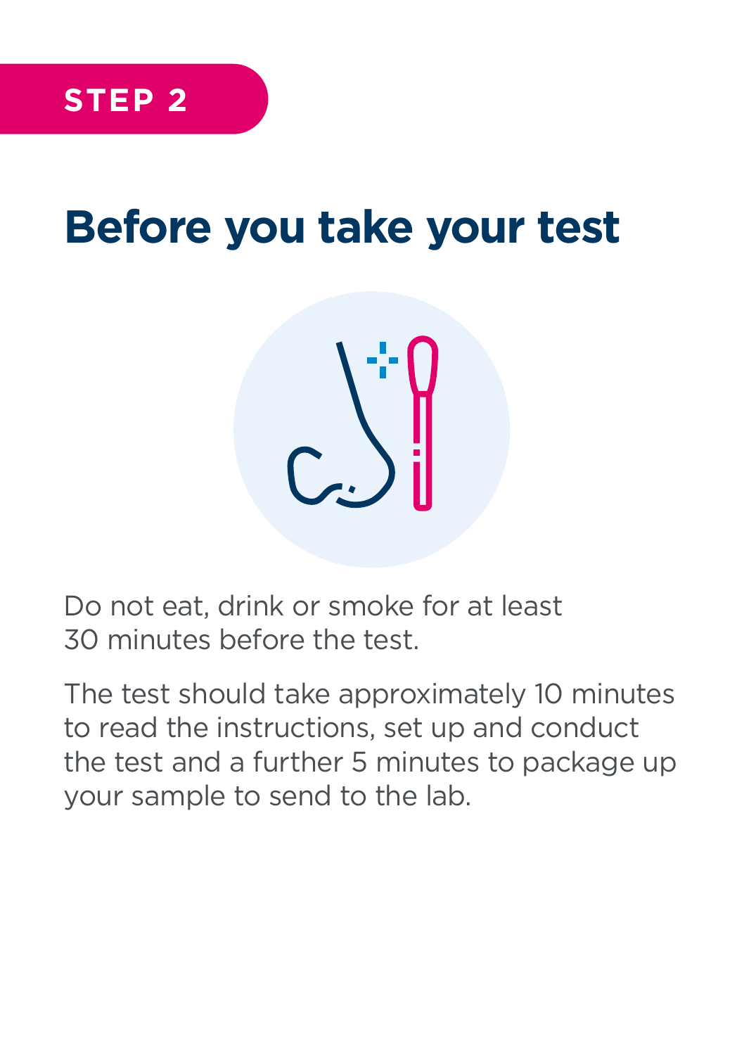**STEP 2**

# Before you take your test

Do not eat, drink or smoke for at least 30 minutes before the test.

The test should take approximately 10 minutes to read the instructions, set up and conduct the test and a further 5 minutes to package up your sample to send to the lab.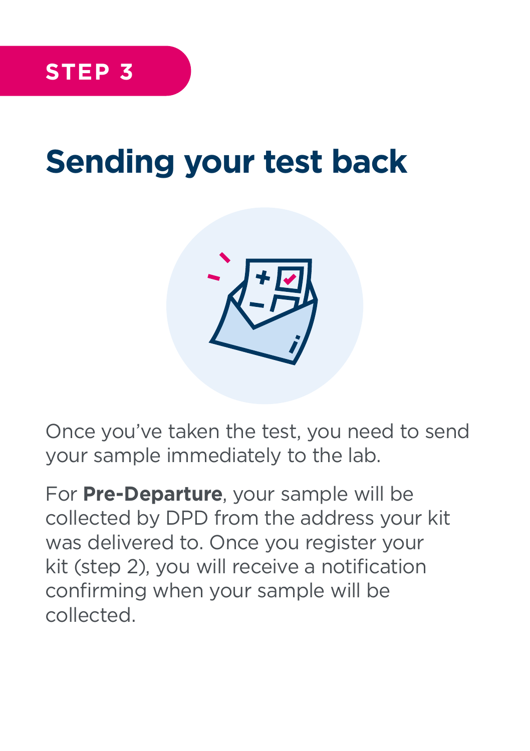STEP 3

# Sending your test back

Once you've taken the test, you need to send your sample immediately to the lab.

For **Pre-Departure**, your sample will be collected by DPD from the address your kit was delivered to. Once you register your kit (step 2), you will receive a notification confirming when your sample will be collected.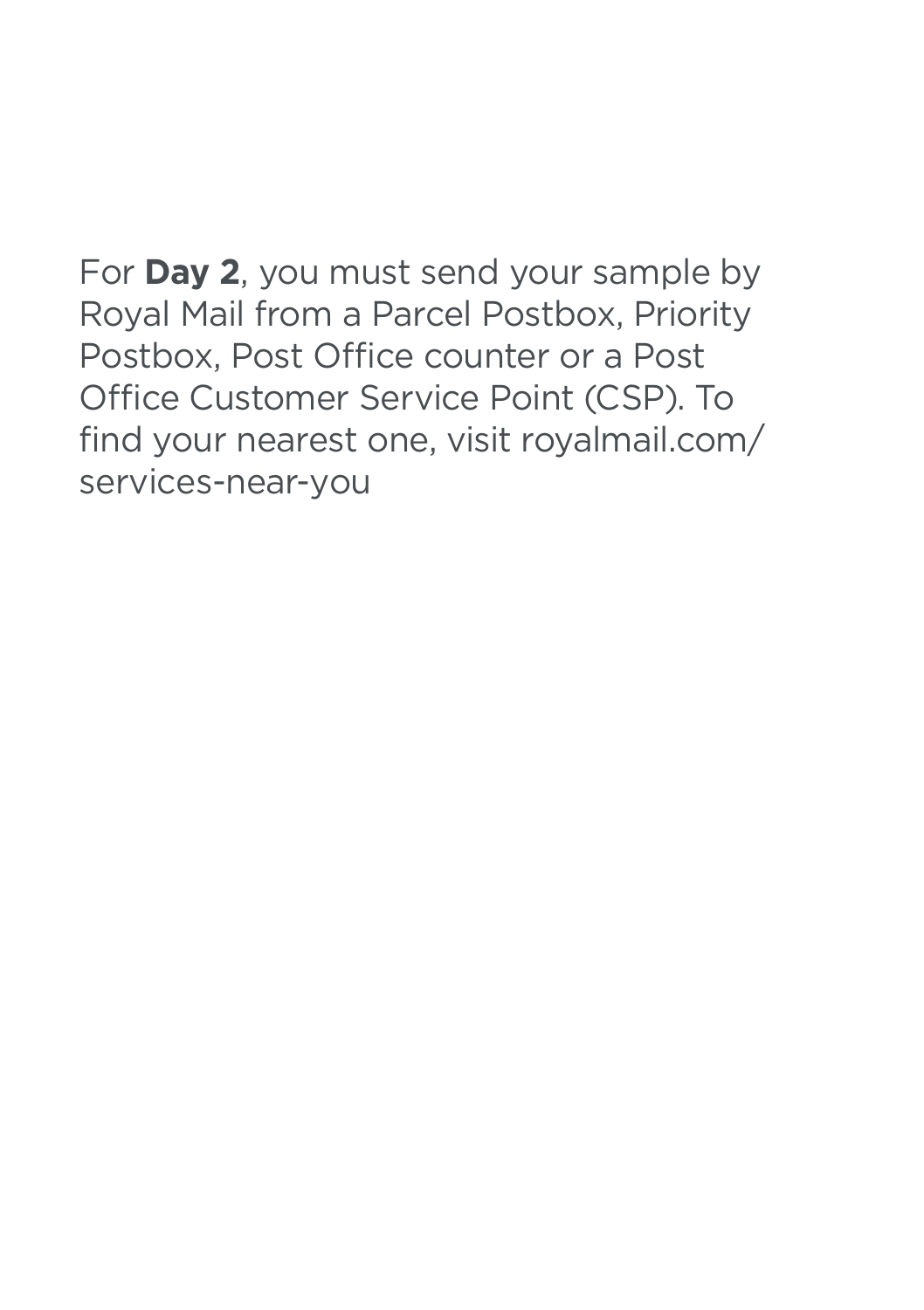For **Day 2**, you must send your sample by Royal Mail from a Parcel Postbox, Priority Postbox, Post Office counter or a Post Office Customer Service Point (CSP). To find your nearest one, visit royalmail.com/services-near-you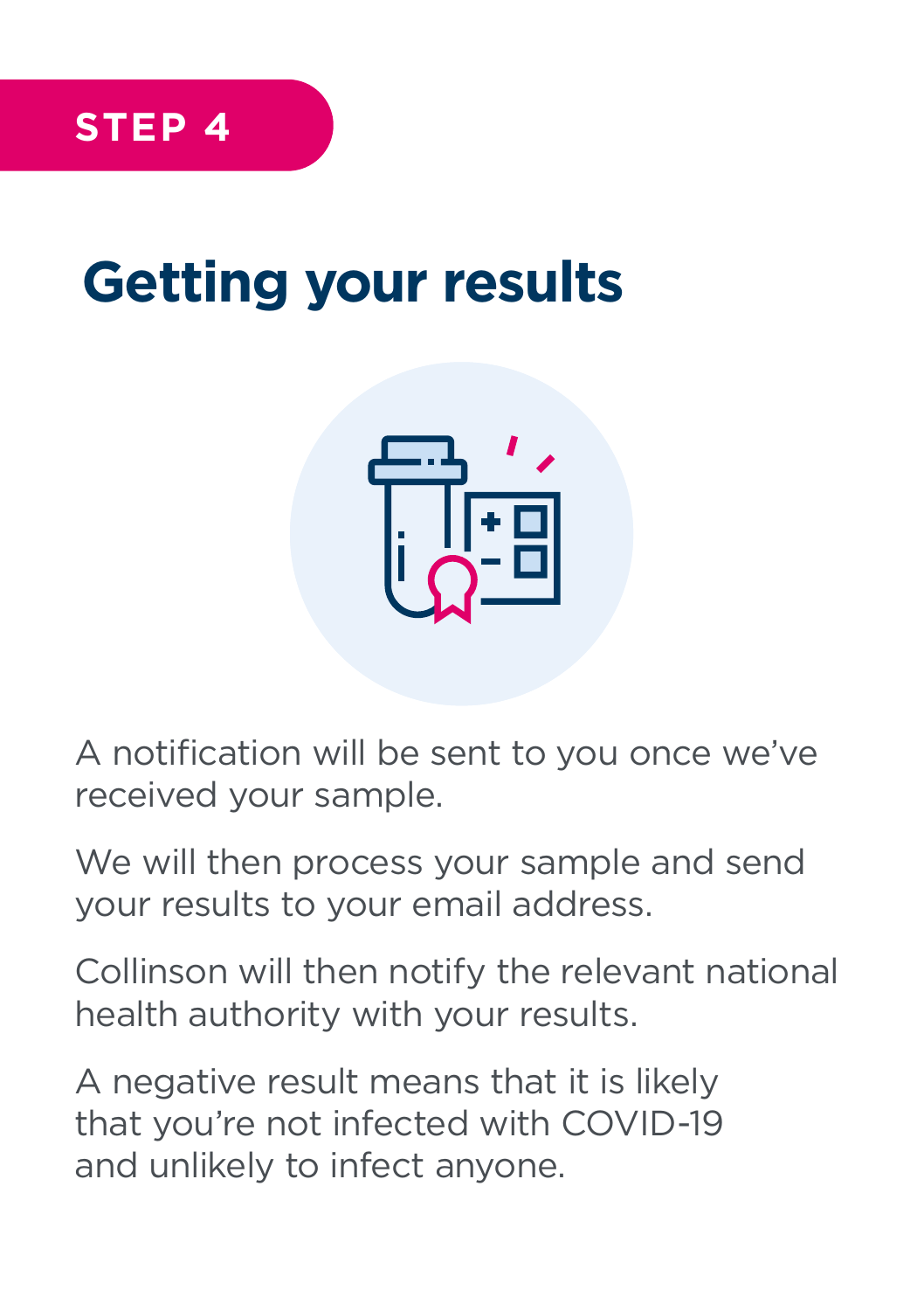**STEP 4**

# Getting your results

A notification will be sent to you once we've received your sample.

We will then process your sample and send your results to your email address.

Collinson will then notify the relevant national health authority with your results.

A negative result means that it is likely that you're not infected with COVID-19 and unlikely to infect anyone.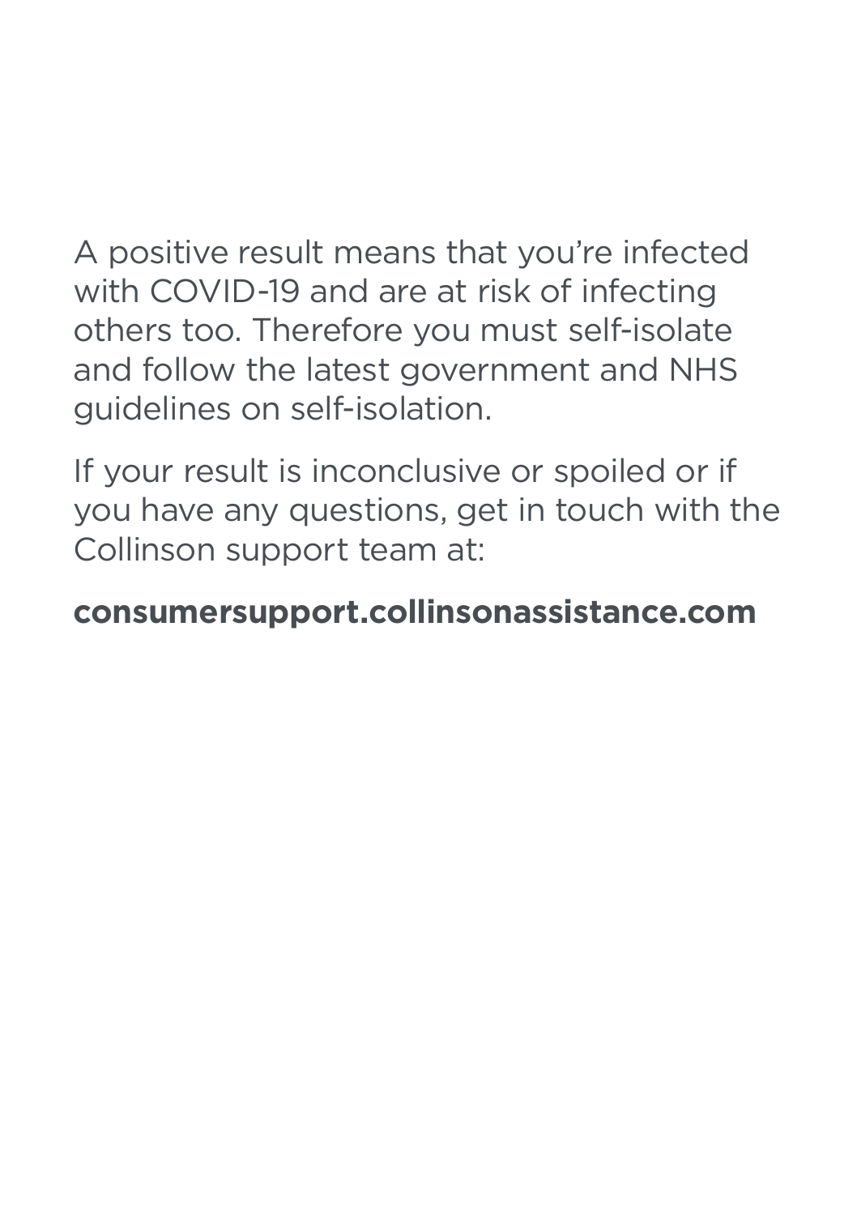A positive result means that you're infected with COVID-19 and are at risk of infecting others too. Therefore you must self-isolate and follow the latest government and NHS guidelines on self-isolation.

If your result is inconclusive or spoiled or if you have any questions, get in touch with the Collinson support team at:

**consumersupport.collinsonassistance.com**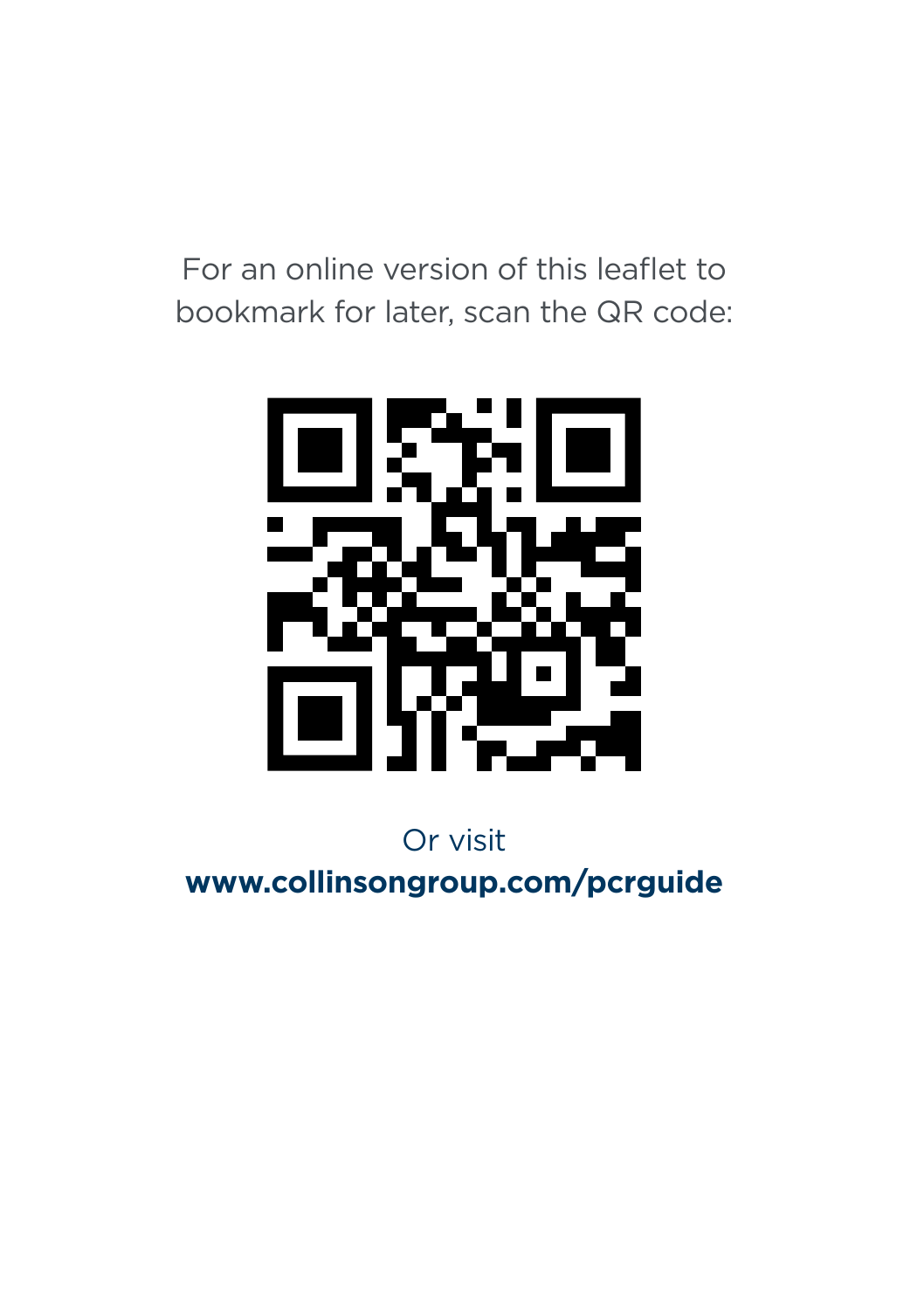For an online version of this leaflet to bookmark for later, scan the QR code:

Or visit

**www.collinsongroup.com/pcrguide**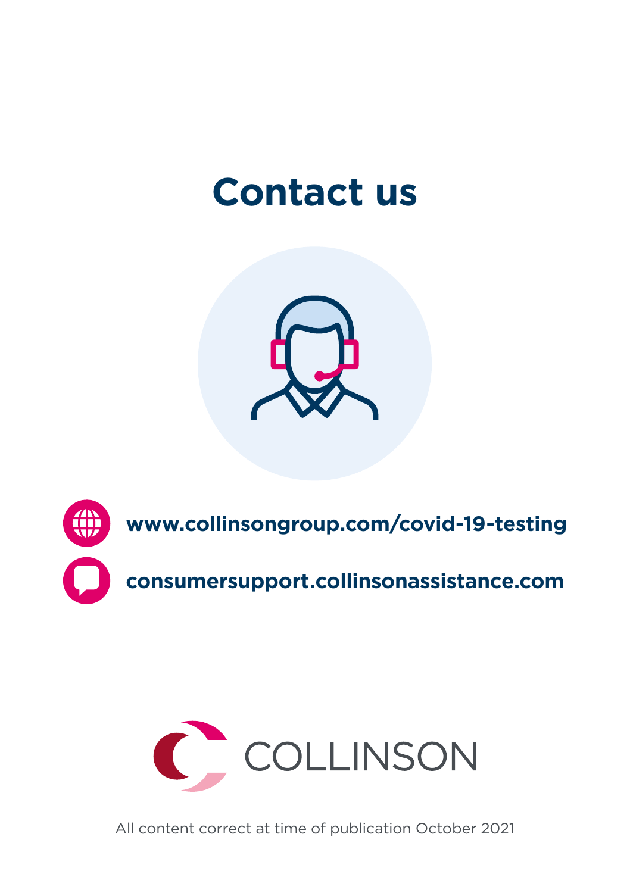# Contact us

www.collinsongroup.com/covid-19-testing

consumersupport.collinsonassistance.com

COLLINSON

All content correct at time of publication October 2021